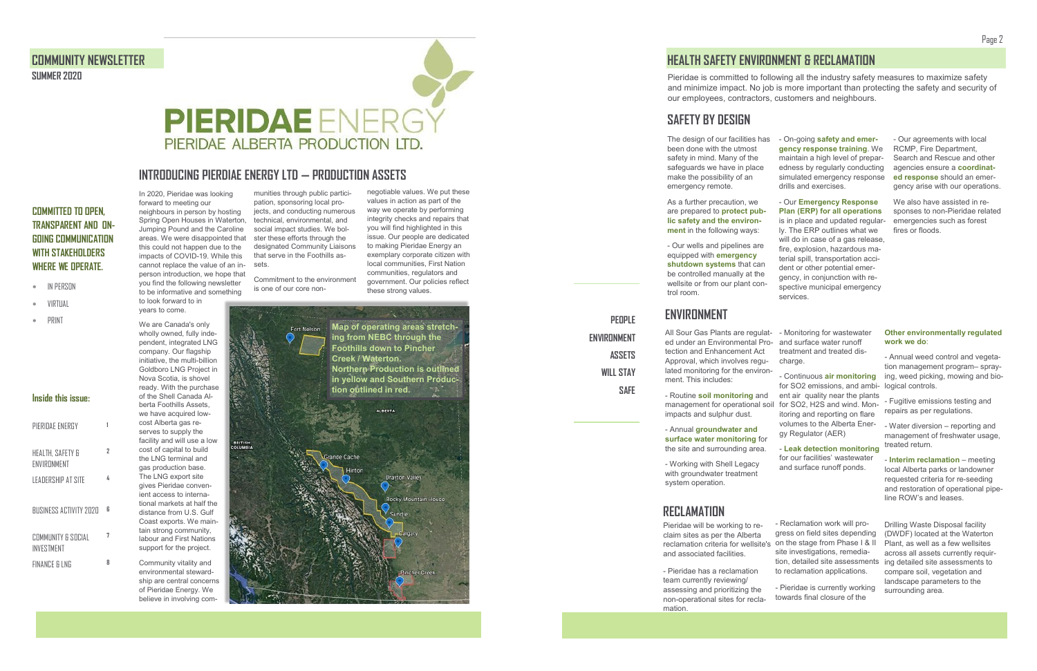# COMMUNITY NEWSLETTER

**SUMMER 2020**

# PIERIDAE ENERGY

PIERIDAE ALBERTA PRODUCTION LTD.

### COMMITTED TO OPEN, TRANSPARENT AND ON-GOING COMMUNICATION WITH STAKEHOLDERS WHERE WE OPERATE.

- IN PERSON
- VIRTUAL
- PRINT

### Inside this issue:

| | |
|---|---|
| PIERIDAE ENERGY | 1 |
| HEALTH, SAFETY & ENVIRONMENT | 2 |
| LEADERSHIP AT SITE | 4 |
| BUSINESS ACTIVITY 2020 | 6 |
| COMMUNITY & SOCIAL INVESTMENT | 7 |
| FINANCE & LNG | 8 |

## INTRODUCING PIERDIAE ENERGY LTD — PRODUCTION ASSETS

In 2020, Pieridae was looking forward to meeting our neighbours in person by hosting Spring Open Houses in Waterton, Jumping Pound and the Caroline areas. We were disappointed that this could not happen due to the impacts of COVID-19. While this cannot replace the value of an in-person introduction, we hope that you find the following newsletter to be informative and something to look forward to in years to come.

We are Canada's only wholly owned, fully independent, integrated LNG company. Our flagship initiative, the multi-billion Goldboro LNG Project in Nova Scotia, is shovel ready. With the purchase of the Shell Canada Alberta Foothills Assets, we have acquired low-cost Alberta gas reserves to supply the facility and will use a low cost of capital to build the LNG terminal and gas production base. The LNG export site gives Pieridae convenient access to international markets at half the distance from U.S. Gulf Coast exports. We maintain strong community, labour and First Nations support for the project.

Community vitality and environmental stewardship are central concerns of Pieridae Energy. We believe in involving communities through public participation, sponsoring local projects, and conducting numerous technical, environmental, and social impact studies. We bolster these efforts through the designated Community Liaisons that serve in the Foothills assets.

Commitment to the environment is one of our core non-negotiable values. We put these values in action as part of the way we operate by performing integrity checks and repairs that you will find highlighted in this issue. Our people are dedicated to making Pieridae Energy an exemplary corporate citizen with local communities, First Nation communities, regulators and government. Our policies reflect these strong values.

**Map of operating areas stretching from NEBC through the Foothills down to Pincher Creek / Waterton. Northern Production is outlined in yellow and Southern Production outlined in red.**

## HEALTH SAFETY ENVIRONMENT & RECLAMATION

Pieridae is committed to following all the industry safety measures to maximize safety and minimize impact. No job is more important than protecting the safety and security of our employees, contractors, customers and neighbours.

## SAFETY BY DESIGN

The design of our facilities has been done with the utmost safety in mind. Many of the safeguards we have in place make the possibility of an emergency remote.

As a further precaution, we are prepared to **protect public safety and the environment** in the following ways:

- Our wells and pipelines are equipped with **emergency shutdown systems** that can be controlled manually at the wellsite or from our plant control room.

- On-going **safety and emergency response training**. We maintain a high level of preparedness by regularly conducting simulated emergency response drills and exercises.

- Our **Emergency Response Plan (ERP) for all operations** is in place and updated regularly. The ERP outlines what we will do in case of a gas release, fire, explosion, hazardous material spill, transportation accident or other potential emergency, in conjunction with respective municipal emergency services.

- Our agreements with local RCMP, Fire Department, Search and Rescue and other agencies ensure a **coordinated response** should an emergency arise with our operations.

We also have assisted in responses to non-Pieridae related emergencies such as forest fires or floods.

**PEOPLE ENVIRONMENT ASSETS WILL STAY SAFE**

## ENVIRONMENT

All Sour Gas Plants are regulated under an Environmental Protection and Enhancement Act Approval, which involves regulated monitoring for the environment. This includes:

- Routine **soil monitoring** and management for operational soil impacts and sulphur dust.

- Annual **groundwater and surface water monitoring** for the site and surrounding area.

- Working with Shell Legacy with groundwater treatment system operation.

- Monitoring for wastewater and surface water runoff treatment and treated discharge.

- Continuous **air monitoring** for $SO_2$ emissions, and ambient air quality near the plants for $SO_2$, $H_2S$ and wind. Monitoring and reporting on flare volumes to the Alberta Energy Regulator (AER)

- **Leak detection monitoring** for our facilities' wastewater and surface runoff ponds.

**Other environmentally regulated work we do**:

- Annual weed control and vegetation management program– spraying, weed picking, mowing and biological controls.

- Fugitive emissions testing and repairs as per regulations.

- Water diversion – reporting and management of freshwater usage, treated return.

- **Interim reclamation** – meeting local Alberta parks or landowner requested criteria for re-seeding and restoration of operational pipeline ROW's and leases.

## RECLAMATION

Pieridae will be working to reclaim sites as per the Alberta reclamation criteria for wellsite's and associated facilities.

- Pieridae has a reclamation team currently reviewing/ assessing and prioritizing the non-operational sites for reclamation.

- Reclamation work will progress on field sites depending on the stage from Phase I & II site investigations, remediation, detailed site assessments to reclamation applications.

- Pieridae is currently working towards final closure of the Drilling Waste Disposal facility (DWDF) located at the Waterton Plant, as well as a few wellsites across all assets currently requiring detailed site assessments to compare soil, vegetation and landscape parameters to the surrounding area.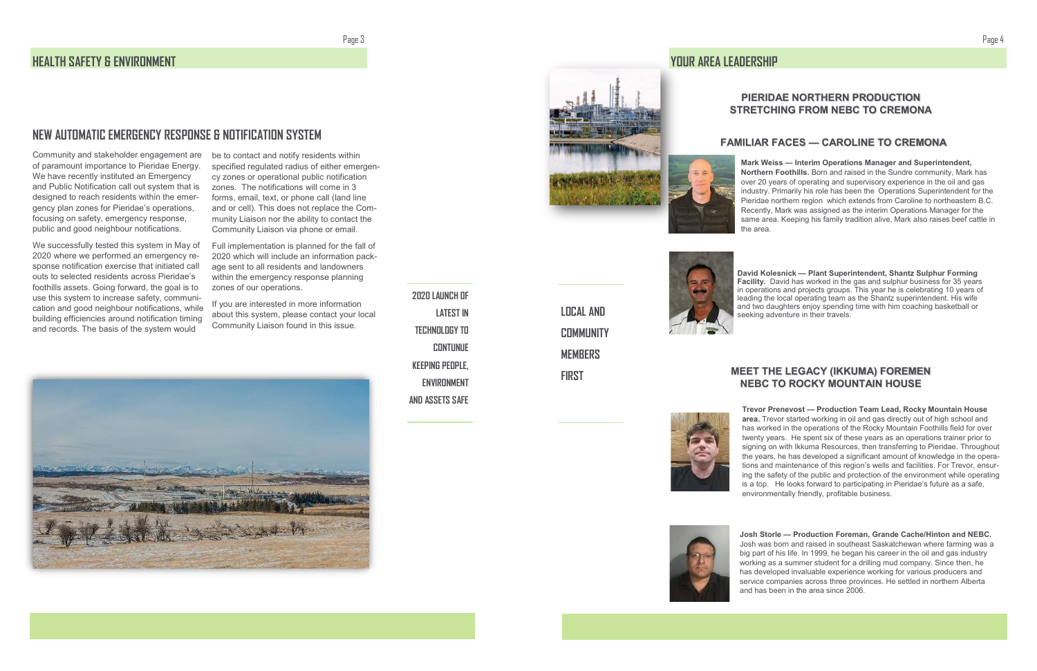## HEALTH SAFETY & ENVIRONMENT

## NEW AUTOMATIC EMERGENCY RESPONSE & NOTIFICATION SYSTEM

Community and stakeholder engagement are of paramount importance to Pieridae Energy. We have recently instituted an Emergency and Public Notification call out system that is designed to reach residents within the emergency plan zones for Pieridae's operations, focusing on safety, emergency response, public and good neighbour notifications.

We successfully tested this system in May of 2020 where we performed an emergency response notification exercise that initiated call outs to selected residents across Pieridae's foothills assets. Going forward, the goal is to use this system to increase safety, communication and good neighbour notifications, while building efficiencies around notification timing and records. The basis of the system would be to contact and notify residents within specified regulated radius of either emergency zones or operational public notification zones. The notifications will come in 3 forms, email, text, or phone call (land line and or cell). This does not replace the Community Liaison nor the ability to contact the Community Liaison via phone or email.

Full implementation is planned for the fall of 2020 which will include an information package sent to all residents and landowners within the emergency response planning zones of our operations.

If you are interested in more information about this system, please contact your local Community Liaison found in this issue.

**2020 LAUNCH OF LATEST IN TECHNOLOGY TO CONTUNUE KEEPING PEOPLE, ENVIRONMENT AND ASSETS SAFE**

**LOCAL AND COMMUNITY MEMBERS FIRST**

## YOUR AREA LEADERSHIP

### PIERIDAE NORTHERN PRODUCTION STRETCHING FROM NEBC TO CREMONA

### FAMILIAR FACES — CAROLINE TO CREMONA

**Mark Weiss — Interim Operations Manager and Superintendent, Northern Foothills.** Born and raised in the Sundre community, Mark has over 20 years of operating and supervisory experience in the oil and gas industry. Primarily his role has been the Operations Superintendent for the Pieridae northern region which extends from Caroline to northeastern B.C. Recently, Mark was assigned as the interim Operations Manager for the same area. Keeping his family tradition alive, Mark also raises beef cattle in the area.

**David Kolesnick — Plant Superintendent, Shantz Sulphur Forming Facility.** David has worked in the gas and sulphur business for 35 years in operations and projects groups. This year he is celebrating 10 years of leading the local operating team as the Shantz superintendent. His wife and two daughters enjoy spending time with him coaching basketball or seeking adventure in their travels.

### MEET THE LEGACY (IKKUMA) FOREMEN NEBC TO ROCKY MOUNTAIN HOUSE

**Trevor Prenevost — Production Team Lead, Rocky Mountain House area.** Trevor started working in oil and gas directly out of high school and has worked in the operations of the Rocky Mountain Foothills field for over twenty years. He spent six of these years as an operations trainer prior to signing on with Ikkuma Resources, then transferring to Pieridae. Throughout the years, he has developed a significant amount of knowledge in the operations and maintenance of this region's wells and facilities. For Trevor, ensuring the safety of the public and protection of the environment while operating is a top. He looks forward to participating in Pieridae's future as a safe, environmentally friendly, profitable business.

**Josh Storle — Production Foreman, Grande Cache/Hinton and NEBC.** Josh was born and raised in southeast Saskatchewan where farming was a big part of his life. In 1999, he began his career in the oil and gas industry working as a summer student for a drilling mud company. Since then, he has developed invaluable experience working for various producers and service companies across three provinces. He settled in northern Alberta and has been in the area since 2006.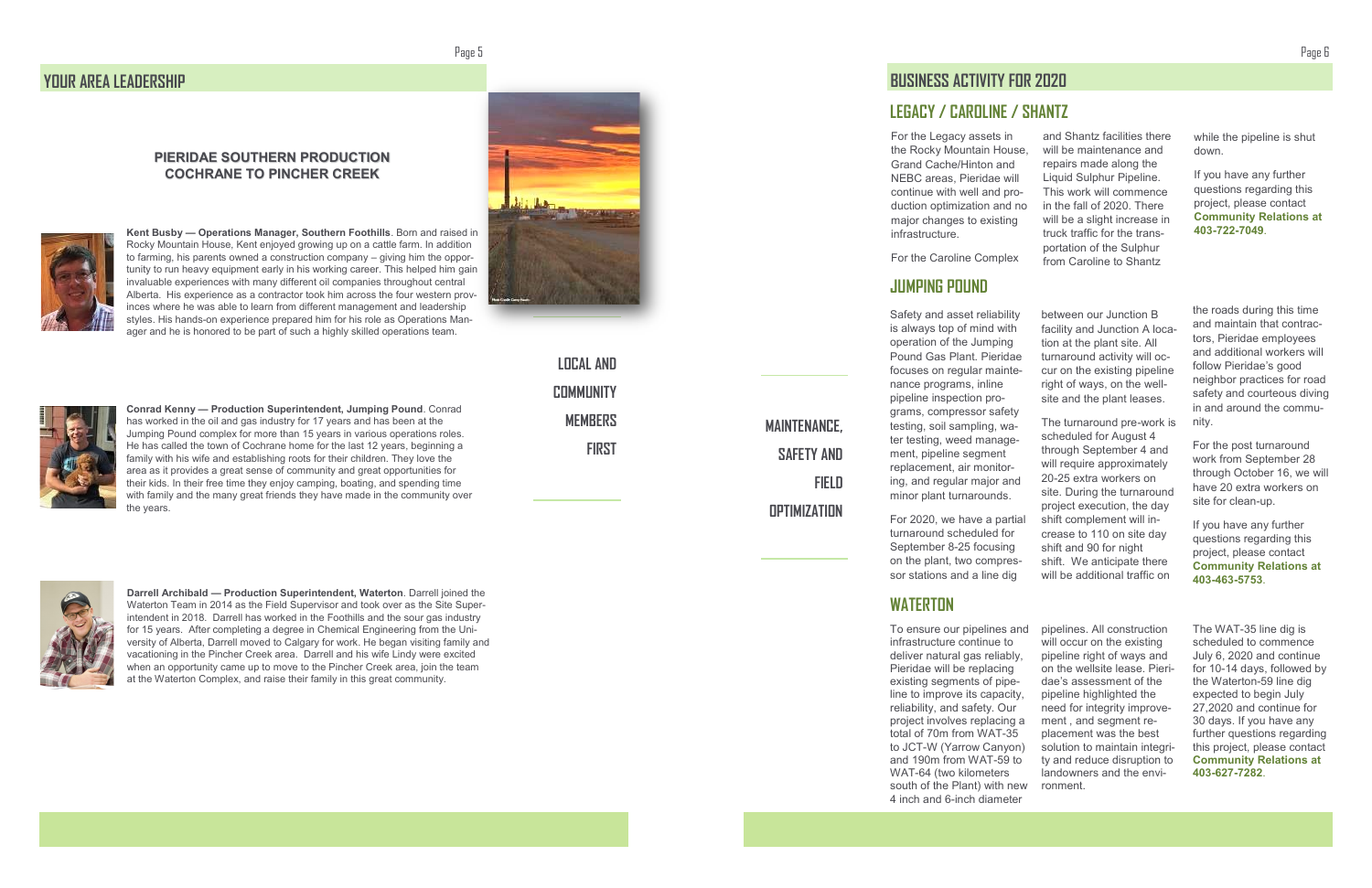## YOUR AREA LEADERSHIP

### PIERIDAE SOUTHERN PRODUCTION COCHRANE TO PINCHER CREEK

**Kent Busby — Operations Manager, Southern Foothills**. Born and raised in Rocky Mountain House, Kent enjoyed growing up on a cattle farm. In addition to farming, his parents owned a construction company – giving him the opportunity to run heavy equipment early in his working career. This helped him gain invaluable experiences with many different oil companies throughout central Alberta. His experience as a contractor took him across the four western provinces where he was able to learn from different management and leadership styles. His hands-on experience prepared him for his role as Operations Manager and he is honored to be part of such a highly skilled operations team.

**Conrad Kenny — Production Superintendent, Jumping Pound**. Conrad has worked in the oil and gas industry for 17 years and has been at the Jumping Pound complex for more than 15 years in various operations roles. He has called the town of Cochrane home for the last 12 years, beginning a family with his wife and establishing roots for their children. They love the area as it provides a great sense of community and great opportunities for their kids. In their free time they enjoy camping, boating, and spending time with family and the many great friends they have made in the community over the years.

**Darrell Archibald — Production Superintendent, Waterton**. Darrell joined the Waterton Team in 2014 as the Field Supervisor and took over as the Site Superintendent in 2018. Darrell has worked in the Foothills and the sour gas industry for 15 years. After completing a degree in Chemical Engineering from the University of Alberta, Darrell moved to Calgary for work. He began visiting family and vacationing in the Pincher Creek area. Darrell and his wife Lindy were excited when an opportunity came up to move to the Pincher Creek area, join the team at the Waterton Complex, and raise their family in this great community.

**LOCAL AND COMMUNITY MEMBERS FIRST**

**MAINTENANCE, SAFETY AND FIELD OPTIMIZATION**

## BUSINESS ACTIVITY FOR 2020

### LEGACY / CAROLINE / SHANTZ

For the Legacy assets in the Rocky Mountain House, Grand Cache/Hinton and NEBC areas, Pieridae will continue with well and production optimization and no major changes to existing infrastructure.

For the Caroline Complex and Shantz facilities there will be maintenance and repairs made along the Liquid Sulphur Pipeline. This work will commence in the fall of 2020. There will be a slight increase in truck traffic for the transportation of the Sulphur from Caroline to Shantz while the pipeline is shut down.

If you have any further questions regarding this project, please contact **Community Relations at 403-722-7049**.

### JUMPING POUND

Safety and asset reliability is always top of mind with operation of the Jumping Pound Gas Plant. Pieridae focuses on regular maintenance programs, inline pipeline inspection programs, compressor safety testing, soil sampling, water testing, weed management, pipeline segment replacement, air monitoring, and regular major and minor plant turnarounds.

For 2020, we have a partial turnaround scheduled for September 8-25 focusing on the plant, two compressor stations and a line dig between our Junction B facility and Junction A location at the plant site. All turnaround activity will occur on the existing pipeline right of ways, on the wellsite and the plant leases.

The turnaround pre-work is scheduled for August 4 through September 4 and will require approximately 20-25 extra workers on site. During the turnaround project execution, the day shift complement will increase to 110 on site day shift and 90 for night shift. We anticipate there will be additional traffic on the roads during this time and maintain that contractors, Pieridae employees and additional workers will follow Pieridae's good neighbor practices for road safety and courteous diving in and around the community.

For the post turnaround work from September 28 through October 16, we will have 20 extra workers on site for clean-up.

If you have any further questions regarding this project, please contact **Community Relations at 403-463-5753**.

### WATERTON

To ensure our pipelines and infrastructure continue to deliver natural gas reliably, Pieridae will be replacing existing segments of pipeline to improve its capacity, reliability, and safety. Our project involves replacing a total of 70m from WAT-35 to JCT-W (Yarrow Canyon) and 190m from WAT-59 to WAT-64 (two kilometers south of the Plant) with new 4 inch and 6-inch diameter pipelines. All construction will occur on the existing pipeline right of ways and on the wellsite lease. Pieridae's assessment of the pipeline highlighted the need for integrity improvement , and segment replacement was the best solution to maintain integrity and reduce disruption to landowners and the environment.

The WAT-35 line dig is scheduled to commence July 6, 2020 and continue for 10-14 days, followed by the Waterton-59 line dig expected to begin July 27,2020 and continue for 30 days. If you have any further questions regarding this project, please contact **Community Relations at 403-627-7282**.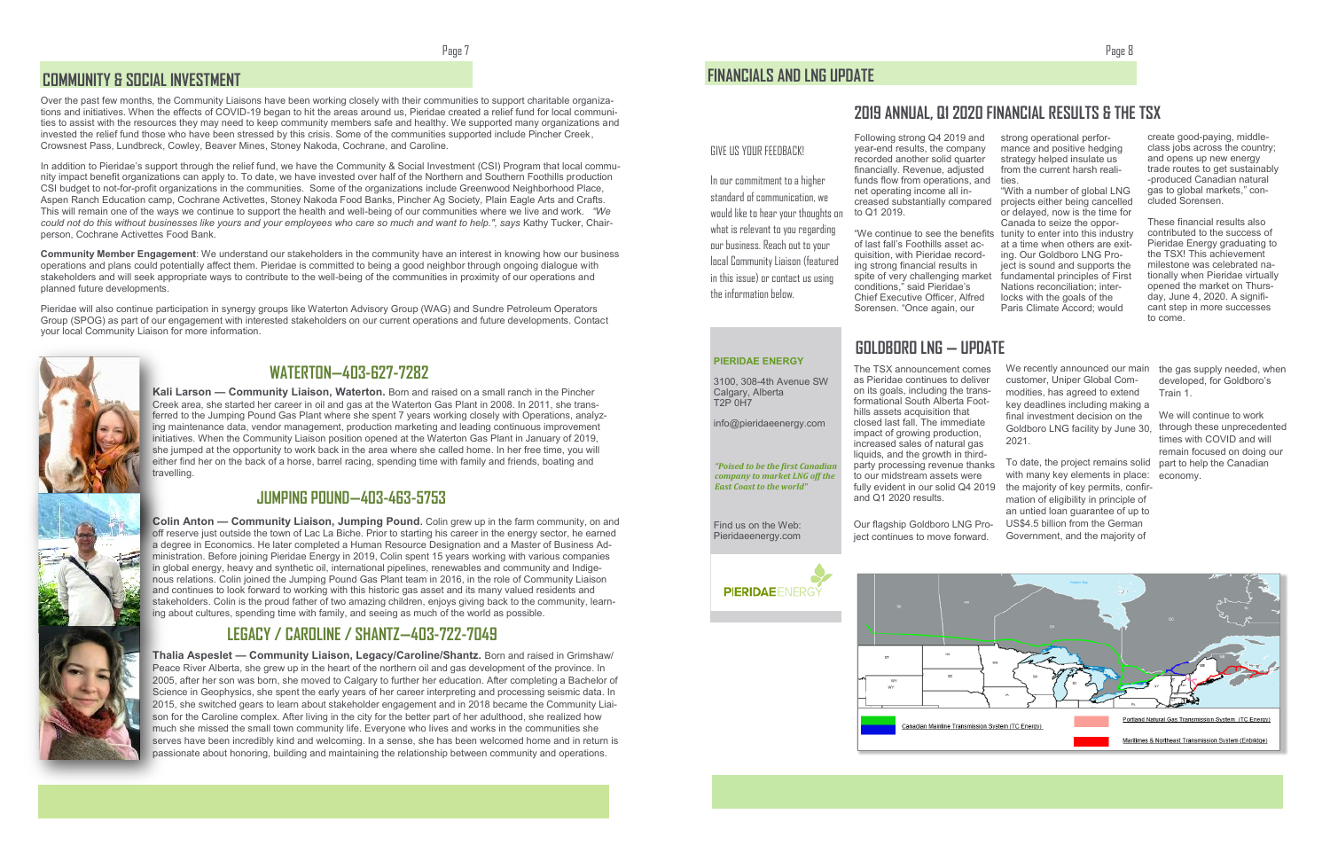## COMMUNITY & SOCIAL INVESTMENT

Over the past few months, the Community Liaisons have been working closely with their communities to support charitable organizations and initiatives. When the effects of COVID-19 began to hit the areas around us, Pieridae created a relief fund for local communities to assist with the resources they may need to keep community members safe and healthy. We supported many organizations and invested the relief fund those who have been stressed by this crisis. Some of the communities supported include Pincher Creek, Crowsnest Pass, Lundbreck, Cowley, Beaver Mines, Stoney Nakoda, Cochrane, and Caroline.

In addition to Pieridae's support through the relief fund, we have the Community & Social Investment (CSI) Program that local community impact benefit organizations can apply to. To date, we have invested over half of the Northern and Southern Foothills production CSI budget to not-for-profit organizations in the communities. Some of the organizations include Greenwood Neighborhood Place, Aspen Ranch Education camp, Cochrane Activettes, Stoney Nakoda Food Banks, Pincher Ag Society, Plain Eagle Arts and Crafts. This will remain one of the ways we continue to support the health and well-being of our communities where we live and work. *"We could not do this without businesses like yours and your employees who care so much and want to help.", says* Kathy Tucker, Chairperson, Cochrane Activettes Food Bank.

**Community Member Engagement**: We understand our stakeholders in the community have an interest in knowing how our business operations and plans could potentially affect them. Pieridae is committed to being a good neighbor through ongoing dialogue with stakeholders and will seek appropriate ways to contribute to the well-being of the communities in proximity of our operations and planned future developments.

Pieridae will also continue participation in synergy groups like Waterton Advisory Group (WAG) and Sundre Petroleum Operators Group (SPOG) as part of our engagement with interested stakeholders on our current operations and future developments. Contact your local Community Liaison for more information.

### WATERTON—403-627-7282

**Kali Larson — Community Liaison, Waterton.** Born and raised on a small ranch in the Pincher Creek area, she started her career in oil and gas at the Waterton Gas Plant in 2008. In 2011, she transferred to the Jumping Pound Gas Plant where she spent 7 years working closely with Operations, analyzing maintenance data, vendor management, production marketing and leading continuous improvement initiatives. When the Community Liaison position opened at the Waterton Gas Plant in January of 2019, she jumped at the opportunity to work back in the area where she called home. In her free time, you will either find her on the back of a horse, barrel racing, spending time with family and friends, boating and travelling.

### JUMPING POUND—403-463-5753

**Colin Anton — Community Liaison, Jumping Pound.** Colin grew up in the farm community, on and off reserve just outside the town of Lac La Biche. Prior to starting his career in the energy sector, he earned a degree in Economics. He later completed a Human Resource Designation and a Master of Business Administration. Before joining Pieridae Energy in 2019, Colin spent 15 years working with various companies in global energy, heavy and synthetic oil, international pipelines, renewables and community and Indigenous relations. Colin joined the Jumping Pound Gas Plant team in 2016, in the role of Community Liaison and continues to look forward to working with this historic gas asset and its many valued residents and stakeholders. Colin is the proud father of two amazing children, enjoys giving back to the community, learning about cultures, spending time with family, and seeing as much of the world as possible.

### LEGACY / CAROLINE / SHANTZ—403-722-7049

**Thalia Aspeslet — Community Liaison, Legacy/Caroline/Shantz.** Born and raised in Grimshaw/Peace River Alberta, she grew up in the heart of the northern oil and gas development of the province. In 2005, after her son was born, she moved to Calgary to further her education. After completing a Bachelor of Science in Geophysics, she spent the early years of her career interpreting and processing seismic data. In 2015, she switched gears to learn about stakeholder engagement and in 2018 became the Community Liaison for the Caroline complex. After living in the city for the better part of her adulthood, she realized how much she missed the small town community life. Everyone who lives and works in the communities she serves have been incredibly kind and welcoming. In a sense, she has been welcomed home and in return is passionate about honoring, building and maintaining the relationship between community and operations.

## FINANCIALS AND LNG UPDATE

GIVE US YOUR FEEDBACK!

In our commitment to a higher standard of communication, we would like to hear your thoughts on what is relevant to your regarding our business. Reach out to your local Community Liaison (featured in this issue) or contact us using the information below.

### 2019 ANNUAL, Q1 2020 FINANCIAL RESULTS & THE TSX

Following strong Q4 2019 and year-end results, the company recorded another solid quarter financially. Revenue, adjusted funds flow from operations, and net operating income all increased substantially compared to Q1 2019.

"We continue to see the benefits of last fall's Foothills asset acquisition, with Pieridae recording strong financial results in spite of very challenging market conditions," said Pieridae's Chief Executive Officer, Alfred Sorensen. "Once again, our strong operational performance and positive hedging strategy helped insulate us from the current harsh realities.

"With a number of global LNG projects either being cancelled or delayed, now is the time for Canada to seize the opportunity to enter into this industry at a time when others are exiting. Our Goldboro LNG Project is sound and supports the fundamental principles of First Nations reconciliation; interlocks with the goals of the Paris Climate Accord; would create good-paying, middle-class jobs across the country; and opens up new energy trade routes to get sustainably-produced Canadian natural gas to global markets," concluded Sorensen.

These financial results also contributed to the success of Pieridae Energy graduating to the TSX! This achievement milestone was celebrated nationally when Pieridae virtually opened the market on Thursday, June 4, 2020. A significant step in more successes to come.

**PIERIDAE ENERGY**

3100, 308-4th Avenue SW
Calgary, Alberta
T2P 0H7

info@pieridaeenergy.com

***"Poised to be the first Canadian company to market LNG off the East Coast to the world"***

Find us on the Web:
Pieridaeenergy.com

PIERIDAEENERGY

### GOLDBORO LNG — UPDATE

The TSX announcement comes as Pieridae continues to deliver on its goals, including the transformational South Alberta Foothills assets acquisition that closed last fall. The immediate impact of growing production, increased sales of natural gas liquids, and the growth in third-party processing revenue thanks to our midstream assets were fully evident in our solid Q4 2019 and Q1 2020 results.

Our flagship Goldboro LNG Project continues to move forward. We recently announced our main customer, Uniper Global Commodities, has agreed to extend key deadlines including making a final investment decision on the Goldboro LNG facility by June 30, 2021.

To date, the project remains solid with many key elements in place: the majority of key permits, confirmation of eligibility in principle of an untied loan guarantee of up to US$4.5 billion from the German Government, and the majority of the gas supply needed, when developed, for Goldboro's Train 1.

We will continue to work through these unprecedented times with COVID and will remain focused on doing our part to help the Canadian economy.

Canadian Mainline Transmission System (TC Energy)

Portland Natural Gas Transmission System (TC Energy)

Maritimes & Northeast Transmission System (Enbridge)